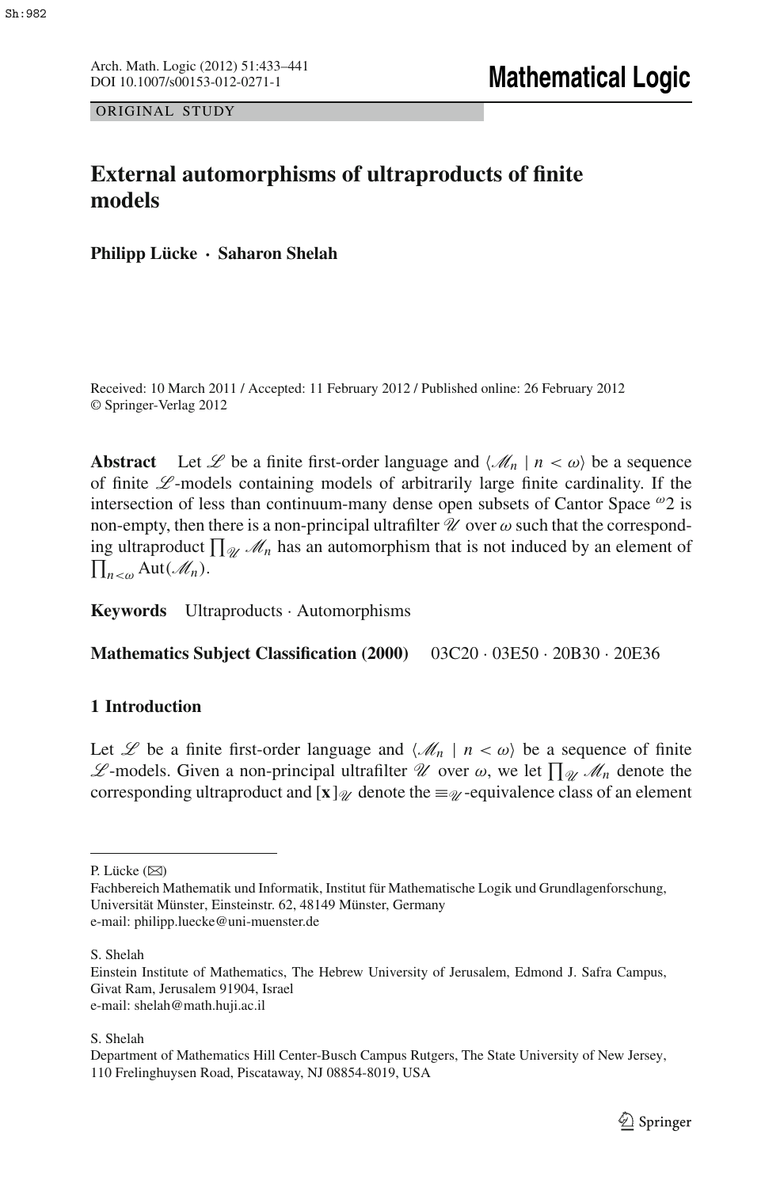ORIGINAL STUDY

# External automorphisms of ultraproducts of finite models

**Philipp Lücke · Saharon Shelah**

Received: 10 March 2011 / Accepted: 11 February 2012 / Published online: 26 February 2012
© Springer-Verlag 2012

**Abstract** Let $\mathscr{L}$ be a finite first-order language and $\langle \mathscr{M}_n \mid n < \omega \rangle$ be a sequence of finite $\mathscr{L}$-models containing models of arbitrarily large finite cardinality. If the intersection of less than continuum-many dense open subsets of Cantor Space ${}^{\omega}2$ is non-empty, then there is a non-principal ultrafilter $\mathscr{U}$ over $\omega$ such that the corresponding ultraproduct $\prod_{\mathscr{U}} \mathscr{M}_n$ has an automorphism that is not induced by an element of $\prod_{n<\omega} \operatorname{Aut}(\mathscr{M}_n)$.

**Keywords** Ultraproducts · Automorphisms

**Mathematics Subject Classification (2000)** 03C20 · 03E50 · 20B30 · 20E36

## 1 Introduction

Let $\mathscr{L}$ be a finite first-order language and $\langle \mathscr{M}_n \mid n < \omega \rangle$ be a sequence of finite $\mathscr{L}$-models. Given a non-principal ultrafilter $\mathscr{U}$ over $\omega$, we let $\prod_{\mathscr{U}} \mathscr{M}_n$ denote the corresponding ultraproduct and $[\mathbf{x}]_{\mathscr{U}}$ denote the $\equiv_{\mathscr{U}}$-equivalence class of an element

---

P. Lücke (✉)
Fachbereich Mathematik und Informatik, Institut für Mathematische Logik und Grundlagenforschung, Universität Münster, Einsteinstr. 62, 48149 Münster, Germany
e-mail: philipp.luecke@uni-muenster.de

S. Shelah
Einstein Institute of Mathematics, The Hebrew University of Jerusalem, Edmond J. Safra Campus, Givat Ram, Jerusalem 91904, Israel
e-mail: shelah@math.huji.ac.il

S. Shelah
Department of Mathematics Hill Center-Busch Campus Rutgers, The State University of New Jersey, 110 Frelinghuysen Road, Piscataway, NJ 08854-8019, USA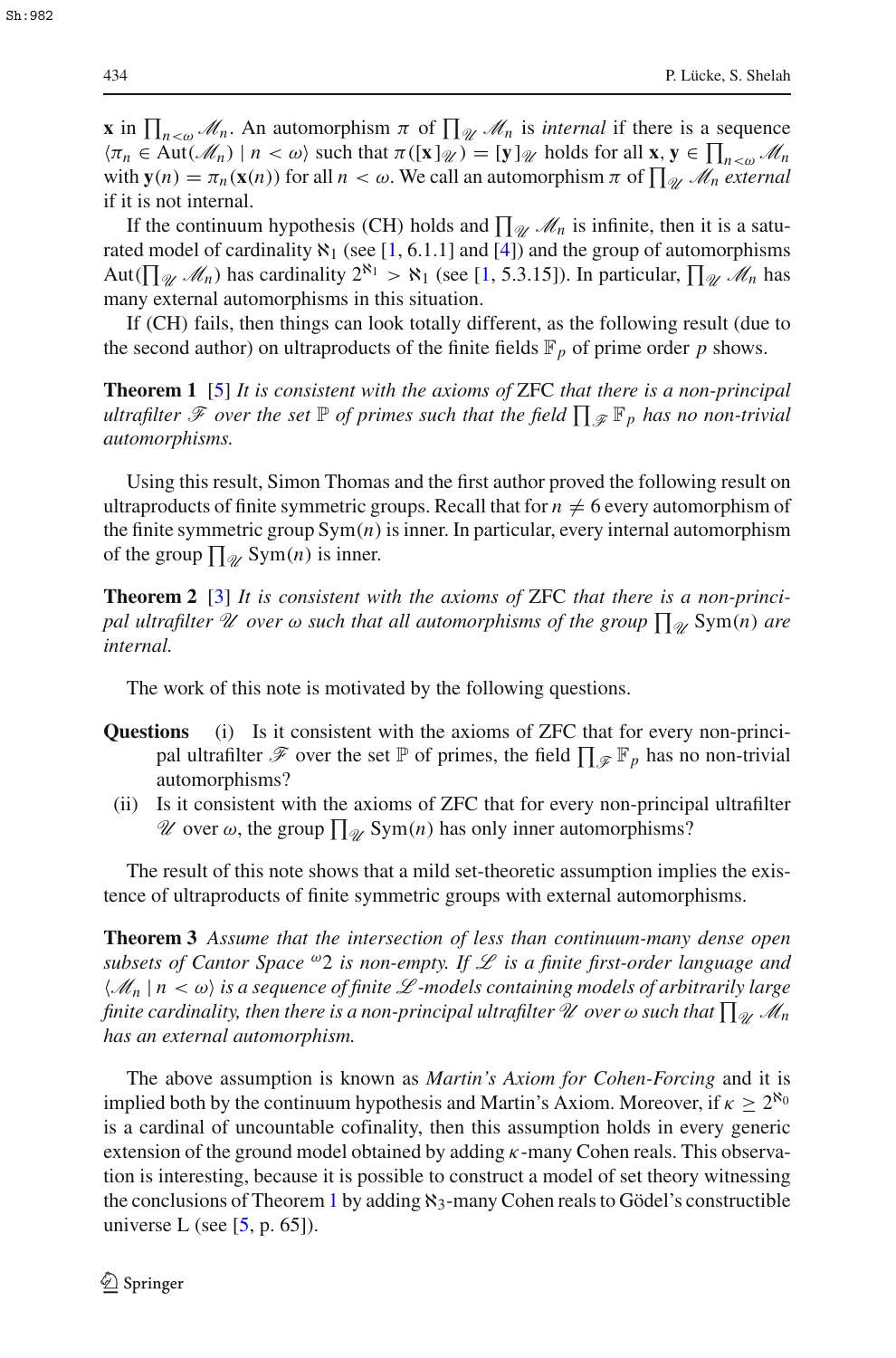$\mathbf{x}$ in $\prod_{n<\omega} \mathcal{M}_n$. An automorphism $\pi$ of $\prod_{\mathcal{U}} \mathcal{M}_n$ is *internal* if there is a sequence $\langle \pi_n \in \mathrm{Aut}(\mathcal{M}_n) \mid n < \omega \rangle$ such that $\pi([\mathbf{x}]_{\mathcal{U}}) = [\mathbf{y}]_{\mathcal{U}}$ holds for all $\mathbf{x}, \mathbf{y} \in \prod_{n<\omega} \mathcal{M}_n$ with $\mathbf{y}(n) = \pi_n(\mathbf{x}(n))$ for all $n < \omega$. We call an automorphism $\pi$ of $\prod_{\mathcal{U}} \mathcal{M}_n$ *external* if it is not internal.

If the continuum hypothesis (CH) holds and $\prod_{\mathcal{U}} \mathcal{M}_n$ is infinite, then it is a saturated model of cardinality $\aleph_1$ (see [1, 6.1.1] and [4]) and the group of automorphisms $\mathrm{Aut}(\prod_{\mathcal{U}} \mathcal{M}_n)$ has cardinality $2^{\aleph_1} > \aleph_1$ (see [1, 5.3.15]). In particular, $\prod_{\mathcal{U}} \mathcal{M}_n$ has many external automorphisms in this situation.

If (CH) fails, then things can look totally different, as the following result (due to the second author) on ultraproducts of the finite fields $\mathbb{F}_p$ of prime order $p$ shows.

**Theorem 1** [5] *It is consistent with the axioms of* ZFC *that there is a non-principal ultrafilter $\mathcal{F}$ over the set $\mathbb{P}$ of primes such that the field $\prod_{\mathcal{F}} \mathbb{F}_p$ has no non-trivial automorphisms.*

Using this result, Simon Thomas and the first author proved the following result on ultraproducts of finite symmetric groups. Recall that for $n \neq 6$ every automorphism of the finite symmetric group $\mathrm{Sym}(n)$ is inner. In particular, every internal automorphism of the group $\prod_{\mathcal{U}} \mathrm{Sym}(n)$ is inner.

**Theorem 2** [3] *It is consistent with the axioms of* ZFC *that there is a non-principal ultrafilter $\mathcal{U}$ over $\omega$ such that all automorphisms of the group $\prod_{\mathcal{U}} \mathrm{Sym}(n)$ are internal.*

The work of this note is motivated by the following questions.

**Questions** (i) Is it consistent with the axioms of ZFC that for every non-principal ultrafilter $\mathcal{F}$ over the set $\mathbb{P}$ of primes, the field $\prod_{\mathcal{F}} \mathbb{F}_p$ has no non-trivial automorphisms?

(ii) Is it consistent with the axioms of ZFC that for every non-principal ultrafilter $\mathcal{U}$ over $\omega$, the group $\prod_{\mathcal{U}} \mathrm{Sym}(n)$ has only inner automorphisms?

The result of this note shows that a mild set-theoretic assumption implies the existence of ultraproducts of finite symmetric groups with external automorphisms.

**Theorem 3** *Assume that the intersection of less than continuum-many dense open subsets of Cantor Space ${}^{\omega}2$ is non-empty. If $\mathcal{L}$ is a finite first-order language and $\langle \mathcal{M}_n \mid n < \omega \rangle$ is a sequence of finite $\mathcal{L}$-models containing models of arbitrarily large finite cardinality, then there is a non-principal ultrafilter $\mathcal{U}$ over $\omega$ such that $\prod_{\mathcal{U}} \mathcal{M}_n$ has an external automorphism.*

The above assumption is known as *Martin's Axiom for Cohen-Forcing* and it is implied both by the continuum hypothesis and Martin's Axiom. Moreover, if $\kappa \geq 2^{\aleph_0}$ is a cardinal of uncountable cofinality, then this assumption holds in every generic extension of the ground model obtained by adding $\kappa$-many Cohen reals. This observation is interesting, because it is possible to construct a model of set theory witnessing the conclusions of Theorem 1 by adding $\aleph_3$-many Cohen reals to Gödel's constructible universe L (see [5, p. 65]).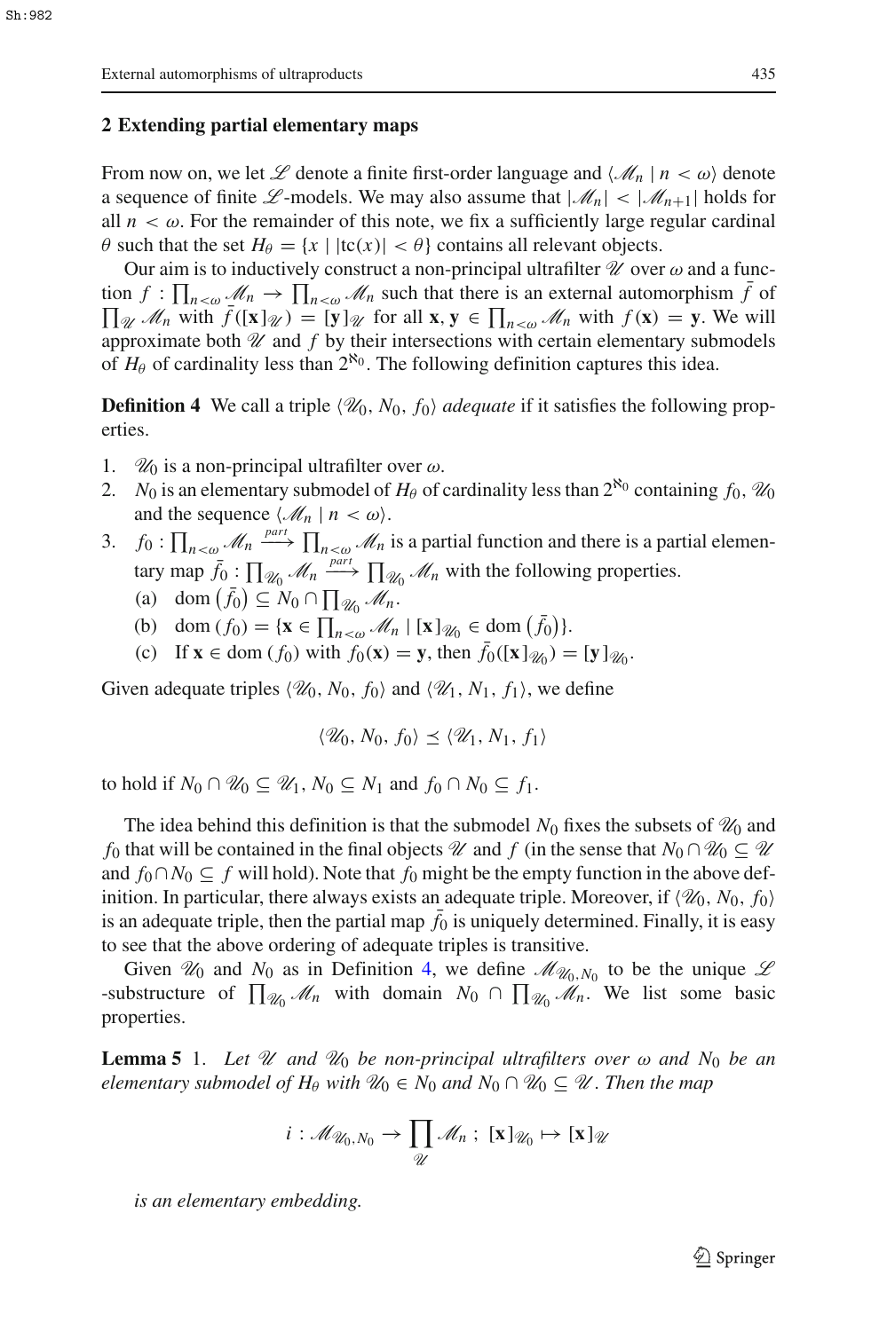## 2 Extending partial elementary maps

From now on, we let $\mathscr{L}$ denote a finite first-order language and $\langle \mathscr{M}_n \mid n < \omega \rangle$ denote a sequence of finite $\mathscr{L}$-models. We may also assume that $|\mathscr{M}_n| < |\mathscr{M}_{n+1}|$ holds for all $n < \omega$. For the remainder of this note, we fix a sufficiently large regular cardinal $\theta$ such that the set $H_\theta = \{x \mid |\mathrm{tc}(x)| < \theta\}$ contains all relevant objects.

Our aim is to inductively construct a non-principal ultrafilter $\mathscr{U}$ over $\omega$ and a function $f : \prod_{n<\omega} \mathscr{M}_n \to \prod_{n<\omega} \mathscr{M}_n$ such that there is an external automorphism $\bar{f}$ of $\prod_{\mathscr{U}} \mathscr{M}_n$ with $\bar{f}([\mathbf{x}]_{\mathscr{U}}) = [\mathbf{y}]_{\mathscr{U}}$ for all $\mathbf{x}, \mathbf{y} \in \prod_{n<\omega} \mathscr{M}_n$ with $f(\mathbf{x}) = \mathbf{y}$. We will approximate both $\mathscr{U}$ and $f$ by their intersections with certain elementary submodels of $H_\theta$ of cardinality less than $2^{\aleph_0}$. The following definition captures this idea.

**Definition 4** We call a triple $\langle \mathscr{U}_0, N_0, f_0 \rangle$ *adequate* if it satisfies the following properties.

1. $\mathscr{U}_0$ is a non-principal ultrafilter over $\omega$.
2. $N_0$ is an elementary submodel of $H_\theta$ of cardinality less than $2^{\aleph_0}$ containing $f_0$, $\mathscr{U}_0$ and the sequence $\langle \mathscr{M}_n \mid n < \omega \rangle$.
3. $f_0 : \prod_{n<\omega} \mathscr{M}_n \xrightarrow{part} \prod_{n<\omega} \mathscr{M}_n$ is a partial function and there is a partial elementary map $\bar{f}_0 : \prod_{\mathscr{U}_0} \mathscr{M}_n \xrightarrow{part} \prod_{\mathscr{U}_0} \mathscr{M}_n$ with the following properties.
   (a) $\mathrm{dom}\left(\bar{f}_0\right) \subseteq N_0 \cap \prod_{\mathscr{U}_0} \mathscr{M}_n$.
   (b) $\mathrm{dom}\left(f_0\right) = \{\mathbf{x} \in \prod_{n<\omega} \mathscr{M}_n \mid [\mathbf{x}]_{\mathscr{U}_0} \in \mathrm{dom}\left(\bar{f}_0\right)\}$.
   (c) If $\mathbf{x} \in \mathrm{dom}\left(f_0\right)$ with $f_0(\mathbf{x}) = \mathbf{y}$, then $\bar{f}_0([\mathbf{x}]_{\mathscr{U}_0}) = [\mathbf{y}]_{\mathscr{U}_0}$.

Given adequate triples $\langle \mathscr{U}_0, N_0, f_0 \rangle$ and $\langle \mathscr{U}_1, N_1, f_1 \rangle$, we define

$$\langle \mathscr{U}_0, N_0, f_0 \rangle \preceq \langle \mathscr{U}_1, N_1, f_1 \rangle$$

to hold if $N_0 \cap \mathscr{U}_0 \subseteq \mathscr{U}_1$, $N_0 \subseteq N_1$ and $f_0 \cap N_0 \subseteq f_1$.

The idea behind this definition is that the submodel $N_0$ fixes the subsets of $\mathscr{U}_0$ and $f_0$ that will be contained in the final objects $\mathscr{U}$ and $f$ (in the sense that $N_0 \cap \mathscr{U}_0 \subseteq \mathscr{U}$ and $f_0 \cap N_0 \subseteq f$ will hold). Note that $f_0$ might be the empty function in the above definition. In particular, there always exists an adequate triple. Moreover, if $\langle \mathscr{U}_0, N_0, f_0 \rangle$ is an adequate triple, then the partial map $\bar{f}_0$ is uniquely determined. Finally, it is easy to see that the above ordering of adequate triples is transitive.

Given $\mathscr{U}_0$ and $N_0$ as in Definition 4, we define $\mathscr{M}_{\mathscr{U}_0, N_0}$ to be the unique $\mathscr{L}$-substructure of $\prod_{\mathscr{U}_0} \mathscr{M}_n$ with domain $N_0 \cap \prod_{\mathscr{U}_0} \mathscr{M}_n$. We list some basic properties.

**Lemma 5** 1. *Let $\mathscr{U}$ and $\mathscr{U}_0$ be non-principal ultrafilters over $\omega$ and $N_0$ be an elementary submodel of $H_\theta$ with $\mathscr{U}_0 \in N_0$ and $N_0 \cap \mathscr{U}_0 \subseteq \mathscr{U}$. Then the map*

$$i : \mathscr{M}_{\mathscr{U}_0, N_0} \to \prod_{\mathscr{U}} \mathscr{M}_n \; ; \; [\mathbf{x}]_{\mathscr{U}_0} \mapsto [\mathbf{x}]_{\mathscr{U}}$$

*is an elementary embedding.*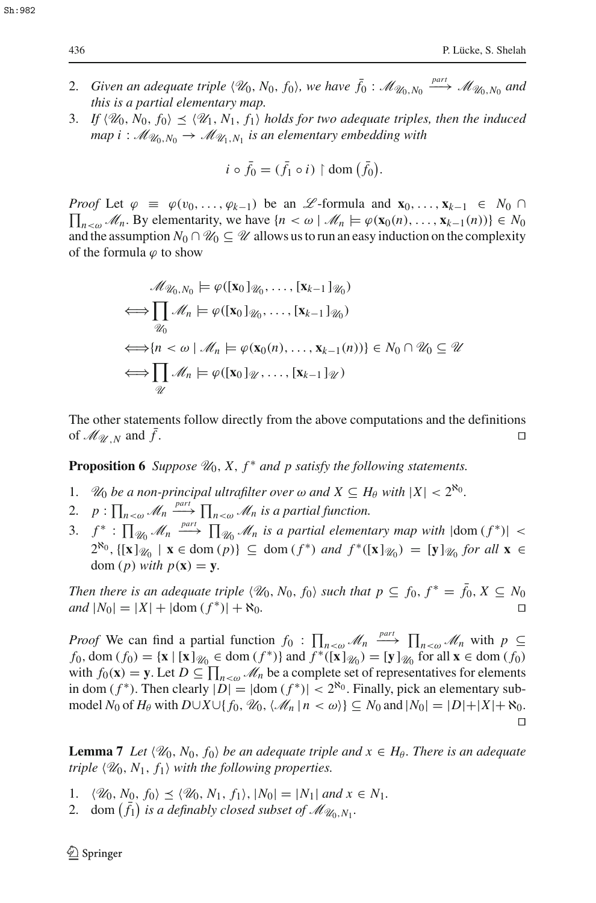2. *Given an adequate triple* $\langle \mathscr{U}_0, N_0, f_0\rangle$, *we have* $\bar{f}_0 : \mathscr{M}_{\mathscr{U}_0,N_0} \xrightarrow{part} \mathscr{M}_{\mathscr{U}_0,N_0}$ *and this is a partial elementary map.*
3. *If* $\langle \mathscr{U}_0, N_0, f_0\rangle \preceq \langle \mathscr{U}_1, N_1, f_1\rangle$ *holds for two adequate triples, then the induced map* $i : \mathscr{M}_{\mathscr{U}_0,N_0} \to \mathscr{M}_{\mathscr{U}_1,N_1}$ *is an elementary embedding with*

$$i \circ \bar{f}_0 = (\bar{f}_1 \circ i) \upharpoonright \operatorname{dom}(\bar{f}_0).$$

*Proof* Let $\varphi \equiv \varphi(v_0, \ldots, \varphi_{k-1})$ be an $\mathscr{L}$-formula and $\mathbf{x}_0, \ldots, \mathbf{x}_{k-1} \in N_0 \cap \prod_{n<\omega} \mathscr{M}_n$. By elementarity, we have $\{n < \omega \mid \mathscr{M}_n \models \varphi(\mathbf{x}_0(n), \ldots, \mathbf{x}_{k-1}(n))\} \in N_0$ and the assumption $N_0 \cap \mathscr{U}_0 \subseteq \mathscr{U}$ allows us to run an easy induction on the complexity of the formula $\varphi$ to show

$$\begin{aligned}
&\mathscr{M}_{\mathscr{U}_0,N_0} \models \varphi([\mathbf{x}_0]_{\mathscr{U}_0}, \ldots, [\mathbf{x}_{k-1}]_{\mathscr{U}_0}) \\
\Longleftrightarrow &\prod_{\mathscr{U}_0} \mathscr{M}_n \models \varphi([\mathbf{x}_0]_{\mathscr{U}_0}, \ldots, [\mathbf{x}_{k-1}]_{\mathscr{U}_0}) \\
\Longleftrightarrow &\{n < \omega \mid \mathscr{M}_n \models \varphi(\mathbf{x}_0(n), \ldots, \mathbf{x}_{k-1}(n))\} \in N_0 \cap \mathscr{U}_0 \subseteq \mathscr{U} \\
\Longleftrightarrow &\prod_{\mathscr{U}} \mathscr{M}_n \models \varphi([\mathbf{x}_0]_{\mathscr{U}}, \ldots, [\mathbf{x}_{k-1}]_{\mathscr{U}})
\end{aligned}$$

The other statements follow directly from the above computations and the definitions of $\mathscr{M}_{\mathscr{U},N}$ and $\bar{f}$. □

**Proposition 6** *Suppose* $\mathscr{U}_0$, $X$, $f^*$ *and* $p$ *satisfy the following statements.*

1. $\mathscr{U}_0$ *be a non-principal ultrafilter over* $\omega$ *and* $X \subseteq H_\theta$ *with* $|X| < 2^{\aleph_0}$.
2. $p : \prod_{n<\omega} \mathscr{M}_n \xrightarrow{part} \prod_{n<\omega} \mathscr{M}_n$ *is a partial function.*
3. $f^* : \prod_{\mathscr{U}_0} \mathscr{M}_n \xrightarrow{part} \prod_{\mathscr{U}_0} \mathscr{M}_n$ *is a partial elementary map with* $|\operatorname{dom}(f^*)| < 2^{\aleph_0}$, $\{[\mathbf{x}]_{\mathscr{U}_0} \mid \mathbf{x} \in \operatorname{dom}(p)\} \subseteq \operatorname{dom}(f^*)$ *and* $f^*([\mathbf{x}]_{\mathscr{U}_0}) = [\mathbf{y}]_{\mathscr{U}_0}$ *for all* $\mathbf{x} \in \operatorname{dom}(p)$ *with* $p(\mathbf{x}) = \mathbf{y}$.

*Then there is an adequate triple* $\langle \mathscr{U}_0, N_0, f_0\rangle$ *such that* $p \subseteq f_0$, $f^* = \bar{f}_0$, $X \subseteq N_0$ *and* $|N_0| = |X| + |\operatorname{dom}(f^*)| + \aleph_0$. □

*Proof* We can find a partial function $f_0 : \prod_{n<\omega} \mathscr{M}_n \xrightarrow{part} \prod_{n<\omega} \mathscr{M}_n$ with $p \subseteq f_0$, $\operatorname{dom}(f_0) = \{\mathbf{x} \mid [\mathbf{x}]_{\mathscr{U}_0} \in \operatorname{dom}(f^*)\}$ and $f^*([\mathbf{x}]_{\mathscr{U}_0}) = [\mathbf{y}]_{\mathscr{U}_0}$ for all $\mathbf{x} \in \operatorname{dom}(f_0)$ with $f_0(\mathbf{x}) = \mathbf{y}$. Let $D \subseteq \prod_{n<\omega} \mathscr{M}_n$ be a complete set of representatives for elements in $\operatorname{dom}(f^*)$. Then clearly $|D| = |\operatorname{dom}(f^*)| < 2^{\aleph_0}$. Finally, pick an elementary submodel $N_0$ of $H_\theta$ with $D \cup X \cup \{f_0, \mathscr{U}_0, \langle \mathscr{M}_n \mid n < \omega\rangle\} \subseteq N_0$ and $|N_0| = |D| + |X| + \aleph_0$. □

**Lemma 7** *Let* $\langle \mathscr{U}_0, N_0, f_0\rangle$ *be an adequate triple and* $x \in H_\theta$. *There is an adequate triple* $\langle \mathscr{U}_0, N_1, f_1\rangle$ *with the following properties.*

1. $\langle \mathscr{U}_0, N_0, f_0\rangle \preceq \langle \mathscr{U}_0, N_1, f_1\rangle$, $|N_0| = |N_1|$ *and* $x \in N_1$.
2. $\operatorname{dom}(\bar{f}_1)$ *is a definably closed subset of* $\mathscr{M}_{\mathscr{U}_0,N_1}$.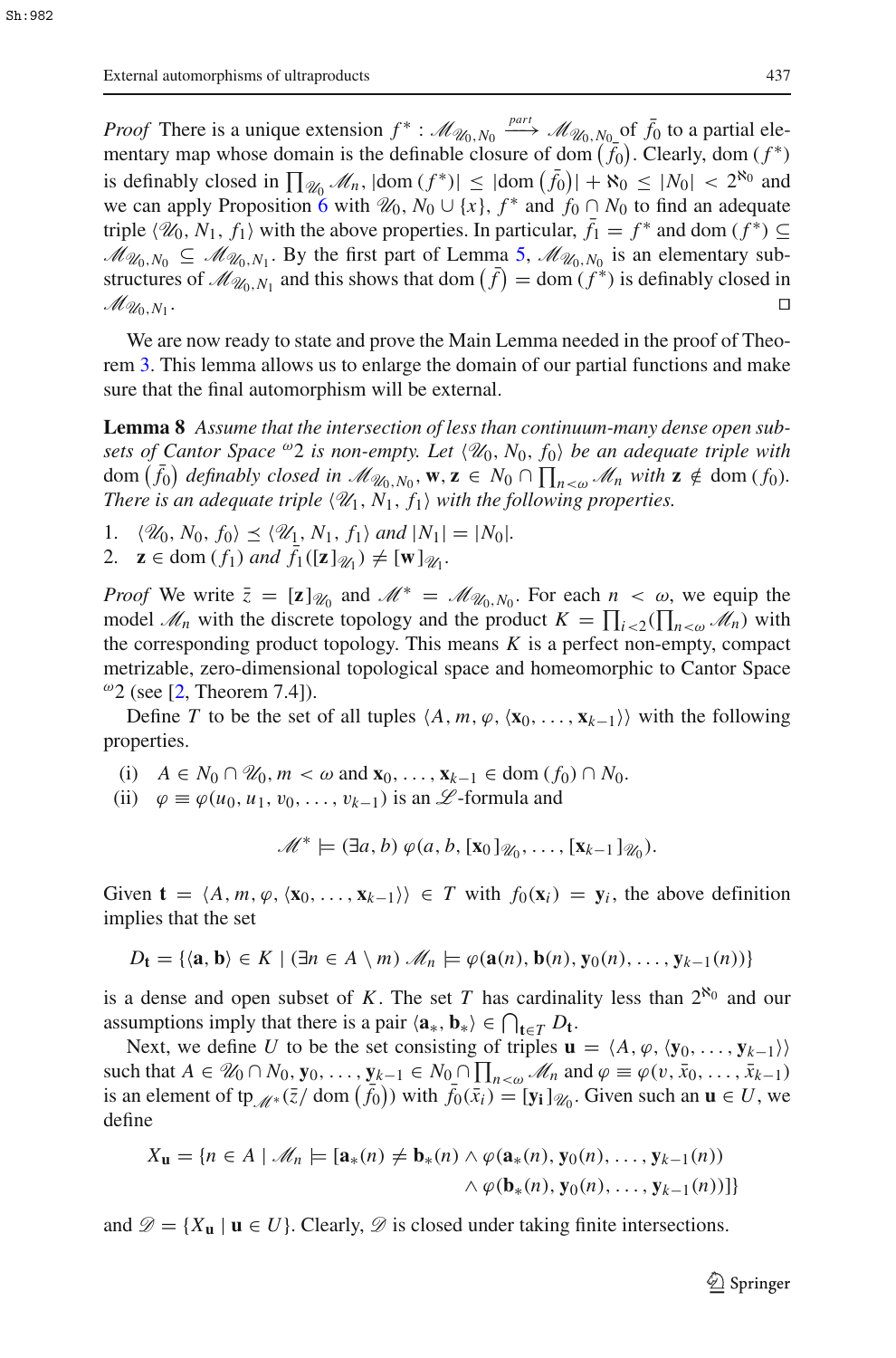*Proof* There is a unique extension $f^* : \mathscr{M}_{\mathscr{U}_0,N_0} \xrightarrow{part} \mathscr{M}_{\mathscr{U}_0,N_0}$ of $\bar{f}_0$ to a partial elementary map whose domain is the definable closure of $\operatorname{dom}(\bar{f}_0)$. Clearly, $\operatorname{dom}(f^*)$ is definably closed in $\prod_{\mathscr{U}_0} \mathscr{M}_n$, $|\operatorname{dom}(f^*)| \leq |\operatorname{dom}(\bar{f}_0)| + \aleph_0 \leq |N_0| < 2^{\aleph_0}$ and we can apply Proposition 6 with $\mathscr{U}_0$, $N_0 \cup \{x\}$, $f^*$ and $f_0 \cap N_0$ to find an adequate triple $\langle \mathscr{U}_0, N_1, f_1 \rangle$ with the above properties. In particular, $\bar{f}_1 = f^*$ and $\operatorname{dom}(f^*) \subseteq \mathscr{M}_{\mathscr{U}_0,N_0} \subseteq \mathscr{M}_{\mathscr{U}_0,N_1}$. By the first part of Lemma 5, $\mathscr{M}_{\mathscr{U}_0,N_0}$ is an elementary substructures of $\mathscr{M}_{\mathscr{U}_0,N_1}$ and this shows that $\operatorname{dom}(\bar{f}) = \operatorname{dom}(f^*)$ is definably closed in $\mathscr{M}_{\mathscr{U}_0,N_1}$. □

We are now ready to state and prove the Main Lemma needed in the proof of Theorem 3. This lemma allows us to enlarge the domain of our partial functions and make sure that the final automorphism will be external.

**Lemma 8** *Assume that the intersection of less than continuum-many dense open subsets of Cantor Space ${}^{\omega}2$ is non-empty. Let $\langle \mathscr{U}_0, N_0, f_0 \rangle$ be an adequate triple with $\operatorname{dom}(\bar{f}_0)$ definably closed in $\mathscr{M}_{\mathscr{U}_0,N_0}$, $\mathbf{w}, \mathbf{z} \in N_0 \cap \prod_{n<\omega} \mathscr{M}_n$ with $\mathbf{z} \notin \operatorname{dom}(f_0)$. There is an adequate triple $\langle \mathscr{U}_1, N_1, f_1 \rangle$ with the following properties.*

1. $\langle \mathscr{U}_0, N_0, f_0 \rangle \preceq \langle \mathscr{U}_1, N_1, f_1 \rangle$ *and* $|N_1| = |N_0|$.
2. $\mathbf{z} \in \operatorname{dom}(f_1)$ *and* $\bar{f}_1([\mathbf{z}]_{\mathscr{U}_1}) \neq [\mathbf{w}]_{\mathscr{U}_1}$.

*Proof* We write $\bar{z} = [\mathbf{z}]_{\mathscr{U}_0}$ and $\mathscr{M}^* = \mathscr{M}_{\mathscr{U}_0,N_0}$. For each $n < \omega$, we equip the model $\mathscr{M}_n$ with the discrete topology and the product $K = \prod_{i<2}(\prod_{n<\omega} \mathscr{M}_n)$ with the corresponding product topology. This means $K$ is a perfect non-empty, compact metrizable, zero-dimensional topological space and homeomorphic to Cantor Space ${}^{\omega}2$ (see [2, Theorem 7.4]).

Define $T$ to be the set of all tuples $\langle A, m, \varphi, \langle \mathbf{x}_0, \ldots, \mathbf{x}_{k-1} \rangle \rangle$ with the following properties.

(i) $A \in N_0 \cap \mathscr{U}_0$, $m < \omega$ and $\mathbf{x}_0, \ldots, \mathbf{x}_{k-1} \in \operatorname{dom}(f_0) \cap N_0$.
(ii) $\varphi \equiv \varphi(u_0, u_1, v_0, \ldots, v_{k-1})$ is an $\mathscr{L}$-formula and

$$\mathscr{M}^* \models (\exists a, b)\, \varphi(a, b, [\mathbf{x}_0]_{\mathscr{U}_0}, \ldots, [\mathbf{x}_{k-1}]_{\mathscr{U}_0}).$$

Given $\mathbf{t} = \langle A, m, \varphi, \langle \mathbf{x}_0, \ldots, \mathbf{x}_{k-1} \rangle \rangle \in T$ with $f_0(\mathbf{x}_i) = \mathbf{y}_i$, the above definition implies that the set

$$D_{\mathbf{t}} = \{\langle \mathbf{a}, \mathbf{b} \rangle \in K \mid (\exists n \in A \setminus m)\, \mathscr{M}_n \models \varphi(\mathbf{a}(n), \mathbf{b}(n), \mathbf{y}_0(n), \ldots, \mathbf{y}_{k-1}(n))\}$$

is a dense and open subset of $K$. The set $T$ has cardinality less than $2^{\aleph_0}$ and our assumptions imply that there is a pair $\langle \mathbf{a}_*, \mathbf{b}_* \rangle \in \bigcap_{\mathbf{t} \in T} D_{\mathbf{t}}$.

Next, we define $U$ to be the set consisting of triples $\mathbf{u} = \langle A, \varphi, \langle \mathbf{y}_0, \ldots, \mathbf{y}_{k-1} \rangle \rangle$ such that $A \in \mathscr{U}_0 \cap N_0$, $\mathbf{y}_0, \ldots, \mathbf{y}_{k-1} \in N_0 \cap \prod_{n<\omega} \mathscr{M}_n$ and $\varphi \equiv \varphi(v, \bar{x}_0, \ldots, \bar{x}_{k-1})$ is an element of $\operatorname{tp}_{\mathscr{M}^*}(\bar{z}/\operatorname{dom}(\bar{f}_0))$ with $\bar{f}_0(\bar{x}_i) = [\mathbf{y}_i]_{\mathscr{U}_0}$. Given such an $\mathbf{u} \in U$, we define

$$X_{\mathbf{u}} = \{n \in A \mid \mathscr{M}_n \models [\mathbf{a}_*(n) \neq \mathbf{b}_*(n) \wedge \varphi(\mathbf{a}_*(n), \mathbf{y}_0(n), \ldots, \mathbf{y}_{k-1}(n)) \wedge \varphi(\mathbf{b}_*(n), \mathbf{y}_0(n), \ldots, \mathbf{y}_{k-1}(n))]\}$$

and $\mathscr{D} = \{X_{\mathbf{u}} \mid \mathbf{u} \in U\}$. Clearly, $\mathscr{D}$ is closed under taking finite intersections.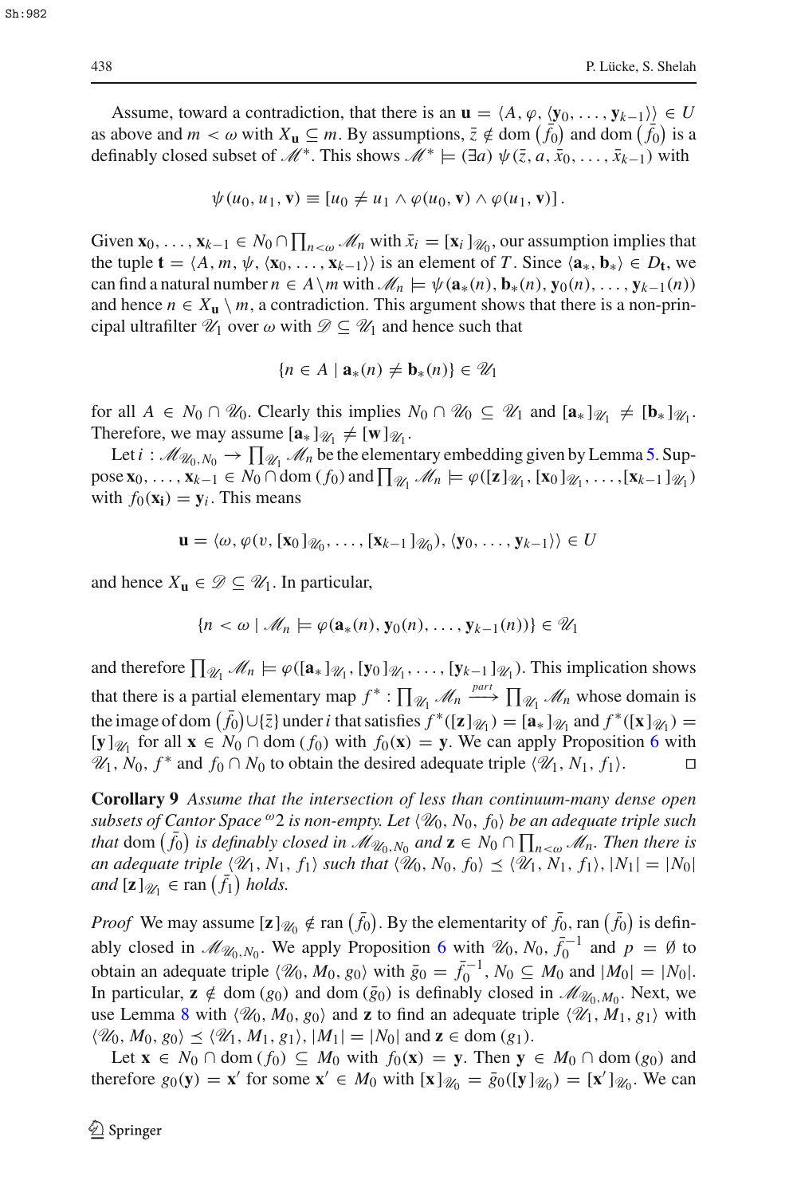Assume, toward a contradiction, that there is an $\mathbf{u} = \langle A, \varphi, \langle \mathbf{y}_0, \ldots, \mathbf{y}_{k-1} \rangle \rangle \in U$ as above and $m < \omega$ with $X_{\mathbf{u}} \subseteq m$. By assumptions, $\bar{z} \notin \operatorname{dom}(\bar{f}_0)$ and $\operatorname{dom}(\bar{f}_0)$ is a definably closed subset of $\mathscr{M}^*$. This shows $\mathscr{M}^* \models (\exists a)\ \psi(\bar{z}, a, \bar{x}_0, \ldots, \bar{x}_{k-1})$ with

$$\psi(u_0, u_1, \mathbf{v}) \equiv [u_0 \neq u_1 \wedge \varphi(u_0, \mathbf{v}) \wedge \varphi(u_1, \mathbf{v})].$$

Given $\mathbf{x}_0, \ldots, \mathbf{x}_{k-1} \in N_0 \cap \prod_{n<\omega} \mathscr{M}_n$ with $\bar{x}_i = [\mathbf{x}_i]_{\mathscr{U}_0}$, our assumption implies that the tuple $\mathbf{t} = \langle A, m, \psi, \langle \mathbf{x}_0, \ldots, \mathbf{x}_{k-1} \rangle \rangle$ is an element of $T$. Since $\langle \mathbf{a}_*, \mathbf{b}_* \rangle \in D_{\mathbf{t}}$, we can find a natural number $n \in A \setminus m$ with $\mathscr{M}_n \models \psi(\mathbf{a}_*(n), \mathbf{b}_*(n), \mathbf{y}_0(n), \ldots, \mathbf{y}_{k-1}(n))$ and hence $n \in X_{\mathbf{u}} \setminus m$, a contradiction. This argument shows that there is a non-principal ultrafilter $\mathscr{U}_1$ over $\omega$ with $\mathscr{D} \subseteq \mathscr{U}_1$ and hence such that

$$\{n \in A \mid \mathbf{a}_*(n) \neq \mathbf{b}_*(n)\} \in \mathscr{U}_1$$

for all $A \in N_0 \cap \mathscr{U}_0$. Clearly this implies $N_0 \cap \mathscr{U}_0 \subseteq \mathscr{U}_1$ and $[\mathbf{a}_*]_{\mathscr{U}_1} \neq [\mathbf{b}_*]_{\mathscr{U}_1}$. Therefore, we may assume $[\mathbf{a}_*]_{\mathscr{U}_1} \neq [\mathbf{w}]_{\mathscr{U}_1}$.

Let $i : \mathscr{M}_{\mathscr{U}_0, N_0} \to \prod_{\mathscr{U}_1} \mathscr{M}_n$ be the elementary embedding given by Lemma 5. Suppose $\mathbf{x}_0, \ldots, \mathbf{x}_{k-1} \in N_0 \cap \operatorname{dom}(f_0)$ and $\prod_{\mathscr{U}_1} \mathscr{M}_n \models \varphi([\mathbf{z}]_{\mathscr{U}_1}, [\mathbf{x}_0]_{\mathscr{U}_1}, \ldots, [\mathbf{x}_{k-1}]_{\mathscr{U}_1})$ with $f_0(\mathbf{x}_i) = \mathbf{y}_i$. This means

$$\mathbf{u} = \langle \omega, \varphi(v, [\mathbf{x}_0]_{\mathscr{U}_0}, \ldots, [\mathbf{x}_{k-1}]_{\mathscr{U}_0}), \langle \mathbf{y}_0, \ldots, \mathbf{y}_{k-1} \rangle \rangle \in U$$

and hence $X_{\mathbf{u}} \in \mathscr{D} \subseteq \mathscr{U}_1$. In particular,

$$\{n < \omega \mid \mathscr{M}_n \models \varphi(\mathbf{a}_*(n), \mathbf{y}_0(n), \ldots, \mathbf{y}_{k-1}(n))\} \in \mathscr{U}_1$$

and therefore $\prod_{\mathscr{U}_1} \mathscr{M}_n \models \varphi([\mathbf{a}_*]_{\mathscr{U}_1}, [\mathbf{y}_0]_{\mathscr{U}_1}, \ldots, [\mathbf{y}_{k-1}]_{\mathscr{U}_1})$. This implication shows that there is a partial elementary map $f^* : \prod_{\mathscr{U}_1} \mathscr{M}_n \xrightarrow{part} \prod_{\mathscr{U}_1} \mathscr{M}_n$ whose domain is the image of $\operatorname{dom}(\bar{f}_0) \cup \{\bar{z}\}$ under $i$ that satisfies $f^*([\mathbf{z}]_{\mathscr{U}_1}) = [\mathbf{a}_*]_{\mathscr{U}_1}$ and $f^*([\mathbf{x}]_{\mathscr{U}_1}) = [\mathbf{y}]_{\mathscr{U}_1}$ for all $\mathbf{x} \in N_0 \cap \operatorname{dom}(f_0)$ with $f_0(\mathbf{x}) = \mathbf{y}$. We can apply Proposition 6 with $\mathscr{U}_1$, $N_0$, $f^*$ and $f_0 \cap N_0$ to obtain the desired adequate triple $\langle \mathscr{U}_1, N_1, f_1 \rangle$. $\square$

**Corollary 9** *Assume that the intersection of less than continuum-many dense open subsets of Cantor Space* ${}^{\omega}2$ *is non-empty. Let* $\langle \mathscr{U}_0, N_0, f_0 \rangle$ *be an adequate triple such that* $\operatorname{dom}(\bar{f}_0)$ *is definably closed in* $\mathscr{M}_{\mathscr{U}_0, N_0}$ *and* $\mathbf{z} \in N_0 \cap \prod_{n<\omega} \mathscr{M}_n$*. Then there is an adequate triple* $\langle \mathscr{U}_1, N_1, f_1 \rangle$ *such that* $\langle \mathscr{U}_0, N_0, f_0 \rangle \preceq \langle \mathscr{U}_1, N_1, f_1 \rangle$, $|N_1| = |N_0|$ *and* $[\mathbf{z}]_{\mathscr{U}_1} \in \operatorname{ran}(\bar{f}_1)$ *holds.*

*Proof* We may assume $[\mathbf{z}]_{\mathscr{U}_0} \notin \operatorname{ran}(\bar{f}_0)$. By the elementarity of $\bar{f}_0$, $\operatorname{ran}(\bar{f}_0)$ is definably closed in $\mathscr{M}_{\mathscr{U}_0, N_0}$. We apply Proposition 6 with $\mathscr{U}_0$, $N_0$, $\bar{f}_0^{-1}$ and $p = \emptyset$ to obtain an adequate triple $\langle \mathscr{U}_0, M_0, g_0 \rangle$ with $\bar{g}_0 = \bar{f}_0^{-1}$, $N_0 \subseteq M_0$ and $|M_0| = |N_0|$. In particular, $\mathbf{z} \notin \operatorname{dom}(g_0)$ and $\operatorname{dom}(\bar{g}_0)$ is definably closed in $\mathscr{M}_{\mathscr{U}_0, M_0}$. Next, we use Lemma 8 with $\langle \mathscr{U}_0, M_0, g_0 \rangle$ and $\mathbf{z}$ to find an adequate triple $\langle \mathscr{U}_1, M_1, g_1 \rangle$ with $\langle \mathscr{U}_0, M_0, g_0 \rangle \preceq \langle \mathscr{U}_1, M_1, g_1 \rangle$, $|M_1| = |N_0|$ and $\mathbf{z} \in \operatorname{dom}(g_1)$.

Let $\mathbf{x} \in N_0 \cap \operatorname{dom}(f_0) \subseteq M_0$ with $f_0(\mathbf{x}) = \mathbf{y}$. Then $\mathbf{y} \in M_0 \cap \operatorname{dom}(g_0)$ and therefore $g_0(\mathbf{y}) = \mathbf{x}'$ for some $\mathbf{x}' \in M_0$ with $[\mathbf{x}]_{\mathscr{U}_0} = \bar{g}_0([\mathbf{y}]_{\mathscr{U}_0}) = [\mathbf{x}']_{\mathscr{U}_0}$. We can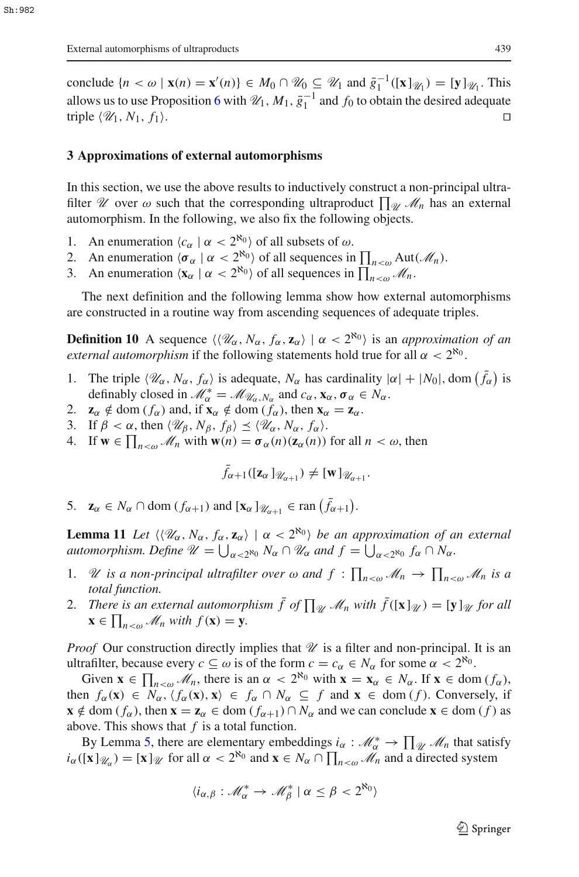conclude $\{n < \omega \mid \mathbf{x}(n) = \mathbf{x}'(n)\} \in M_0 \cap \mathscr{U}_0 \subseteq \mathscr{U}_1$ and $\bar{g}_1^{-1}([\mathbf{x}]_{\mathscr{U}_1}) = [\mathbf{y}]_{\mathscr{U}_1}$. This allows us to use Proposition 6 with $\mathscr{U}_1$, $M_1$, $\bar{g}_1^{-1}$ and $f_0$ to obtain the desired adequate triple $\langle \mathscr{U}_1, N_1, f_1 \rangle$. $\square$

## 3 Approximations of external automorphisms

In this section, we use the above results to inductively construct a non-principal ultrafilter $\mathscr{U}$ over $\omega$ such that the corresponding ultraproduct $\prod_{\mathscr{U}} \mathscr{M}_n$ has an external automorphism. In the following, we also fix the following objects.

1. An enumeration $\langle c_\alpha \mid \alpha < 2^{\aleph_0} \rangle$ of all subsets of $\omega$.
2. An enumeration $\langle \boldsymbol{\sigma}_\alpha \mid \alpha < 2^{\aleph_0} \rangle$ of all sequences in $\prod_{n<\omega} \mathrm{Aut}(\mathscr{M}_n)$.
3. An enumeration $\langle \mathbf{x}_\alpha \mid \alpha < 2^{\aleph_0} \rangle$ of all sequences in $\prod_{n<\omega} \mathscr{M}_n$.

The next definition and the following lemma show how external automorphisms are constructed in a routine way from ascending sequences of adequate triples.

**Definition 10** A sequence $\langle \langle \mathscr{U}_\alpha, N_\alpha, f_\alpha, \mathbf{z}_\alpha \rangle \mid \alpha < 2^{\aleph_0} \rangle$ is an *approximation of an external automorphism* if the following statements hold true for all $\alpha < 2^{\aleph_0}$.

1. The triple $\langle \mathscr{U}_\alpha, N_\alpha, f_\alpha \rangle$ is adequate, $N_\alpha$ has cardinality $|\alpha| + |N_0|$, $\mathrm{dom}\,(\bar{f}_\alpha)$ is definably closed in $\mathscr{M}^*_\alpha = \mathscr{M}_{\mathscr{U}_\alpha, N_\alpha}$ and $c_\alpha, \mathbf{x}_\alpha, \boldsymbol{\sigma}_\alpha \in N_\alpha$.
2. $\mathbf{z}_\alpha \notin \mathrm{dom}\,(f_\alpha)$ and, if $\mathbf{x}_\alpha \notin \mathrm{dom}\,(f_\alpha)$, then $\mathbf{x}_\alpha = \mathbf{z}_\alpha$.
3. If $\beta < \alpha$, then $\langle \mathscr{U}_\beta, N_\beta, f_\beta \rangle \preceq \langle \mathscr{U}_\alpha, N_\alpha, f_\alpha \rangle$.
4. If $\mathbf{w} \in \prod_{n<\omega} \mathscr{M}_n$ with $\mathbf{w}(n) = \boldsymbol{\sigma}_\alpha(n)(\mathbf{z}_\alpha(n))$ for all $n < \omega$, then

$$\bar{f}_{\alpha+1}([\mathbf{z}_\alpha]_{\mathscr{U}_{\alpha+1}}) \neq [\mathbf{w}]_{\mathscr{U}_{\alpha+1}}.$$

5. $\mathbf{z}_\alpha \in N_\alpha \cap \mathrm{dom}\,(f_{\alpha+1})$ and $[\mathbf{x}_\alpha]_{\mathscr{U}_{\alpha+1}} \in \mathrm{ran}\,(\bar{f}_{\alpha+1})$.

**Lemma 11** *Let $\langle \langle \mathscr{U}_\alpha, N_\alpha, f_\alpha, \mathbf{z}_\alpha \rangle \mid \alpha < 2^{\aleph_0} \rangle$ be an approximation of an external automorphism. Define $\mathscr{U} = \bigcup_{\alpha<2^{\aleph_0}} N_\alpha \cap \mathscr{U}_\alpha$ and $f = \bigcup_{\alpha<2^{\aleph_0}} f_\alpha \cap N_\alpha$.*

1. *$\mathscr{U}$ is a non-principal ultrafilter over $\omega$ and $f : \prod_{n<\omega} \mathscr{M}_n \to \prod_{n<\omega} \mathscr{M}_n$ is a total function.*
2. *There is an external automorphism $\bar{f}$ of $\prod_{\mathscr{U}} \mathscr{M}_n$ with $\bar{f}([\mathbf{x}]_{\mathscr{U}}) = [\mathbf{y}]_{\mathscr{U}}$ for all $\mathbf{x} \in \prod_{n<\omega} \mathscr{M}_n$ with $f(\mathbf{x}) = \mathbf{y}$.*

*Proof* Our construction directly implies that $\mathscr{U}$ is a filter and non-principal. It is an ultrafilter, because every $c \subseteq \omega$ is of the form $c = c_\alpha \in N_\alpha$ for some $\alpha < 2^{\aleph_0}$.

Given $\mathbf{x} \in \prod_{n<\omega} \mathscr{M}_n$, there is an $\alpha < 2^{\aleph_0}$ with $\mathbf{x} = \mathbf{x}_\alpha \in N_\alpha$. If $\mathbf{x} \in \mathrm{dom}\,(f_\alpha)$, then $f_\alpha(\mathbf{x}) \in N_\alpha$, $\langle f_\alpha(\mathbf{x}), \mathbf{x} \rangle \in f_\alpha \cap N_\alpha \subseteq f$ and $\mathbf{x} \in \mathrm{dom}\,(f)$. Conversely, if $\mathbf{x} \notin \mathrm{dom}\,(f_\alpha)$, then $\mathbf{x} = \mathbf{z}_\alpha \in \mathrm{dom}\,(f_{\alpha+1}) \cap N_\alpha$ and we can conclude $\mathbf{x} \in \mathrm{dom}\,(f)$ as above. This shows that $f$ is a total function.

By Lemma 5, there are elementary embeddings $i_\alpha : \mathscr{M}^*_\alpha \to \prod_{\mathscr{U}} \mathscr{M}_n$ that satisfy $i_\alpha([\mathbf{x}]_{\mathscr{U}_\alpha}) = [\mathbf{x}]_{\mathscr{U}}$ for all $\alpha < 2^{\aleph_0}$ and $\mathbf{x} \in N_\alpha \cap \prod_{n<\omega} \mathscr{M}_n$ and a directed system

$$\langle i_{\alpha,\beta} : \mathscr{M}^*_\alpha \to \mathscr{M}^*_\beta \mid \alpha \leq \beta < 2^{\aleph_0} \rangle$$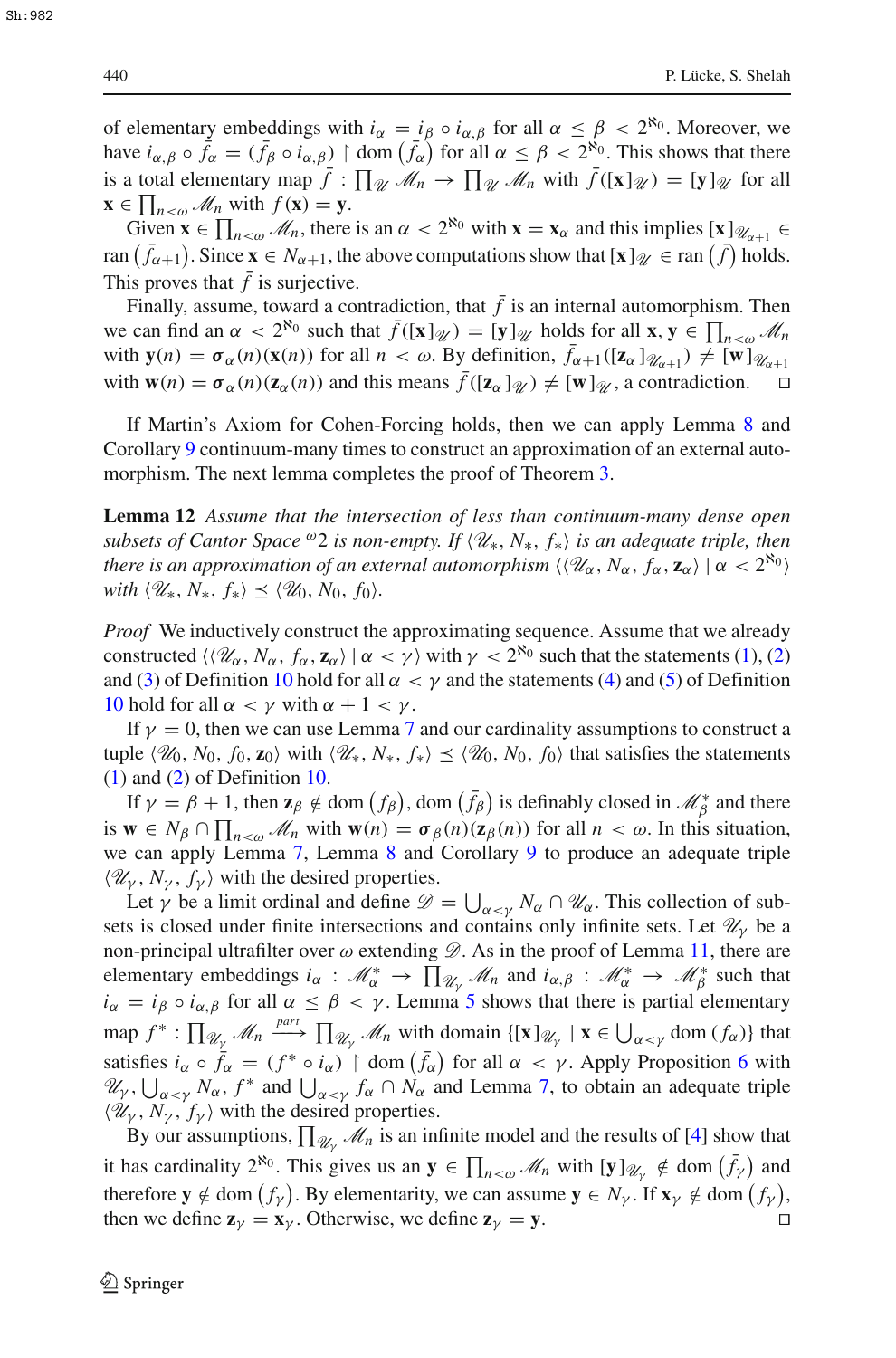of elementary embeddings with $i_\alpha = i_\beta \circ i_{\alpha,\beta}$ for all $\alpha \leq \beta < 2^{\aleph_0}$. Moreover, we have $i_{\alpha,\beta} \circ \bar{f}_\alpha = (\bar{f}_\beta \circ i_{\alpha,\beta}) \upharpoonright \operatorname{dom}(\bar{f}_\alpha)$ for all $\alpha \leq \beta < 2^{\aleph_0}$. This shows that there is a total elementary map $\bar{f} : \prod_{\mathscr{U}} \mathscr{M}_n \to \prod_{\mathscr{U}} \mathscr{M}_n$ with $\bar{f}([\mathbf{x}]_{\mathscr{U}}) = [\mathbf{y}]_{\mathscr{U}}$ for all $\mathbf{x} \in \prod_{n<\omega} \mathscr{M}_n$ with $f(\mathbf{x}) = \mathbf{y}$.

Given $\mathbf{x} \in \prod_{n<\omega} \mathscr{M}_n$, there is an $\alpha < 2^{\aleph_0}$ with $\mathbf{x} = \mathbf{x}_\alpha$ and this implies $[\mathbf{x}]_{\mathscr{U}_{\alpha+1}} \in \operatorname{ran}(\bar{f}_{\alpha+1})$. Since $\mathbf{x} \in N_{\alpha+1}$, the above computations show that $[\mathbf{x}]_{\mathscr{U}} \in \operatorname{ran}(\bar{f})$ holds. This proves that $\bar{f}$ is surjective.

Finally, assume, toward a contradiction, that $\bar{f}$ is an internal automorphism. Then we can find an $\alpha < 2^{\aleph_0}$ such that $\bar{f}([\mathbf{x}]_{\mathscr{U}}) = [\mathbf{y}]_{\mathscr{U}}$ holds for all $\mathbf{x}, \mathbf{y} \in \prod_{n<\omega} \mathscr{M}_n$ with $\mathbf{y}(n) = \boldsymbol{\sigma}_\alpha(n)(\mathbf{x}(n))$ for all $n < \omega$. By definition, $\bar{f}_{\alpha+1}([\mathbf{z}_\alpha]_{\mathscr{U}_{\alpha+1}}) \neq [\mathbf{w}]_{\mathscr{U}_{\alpha+1}}$ with $\mathbf{w}(n) = \boldsymbol{\sigma}_\alpha(n)(\mathbf{z}_\alpha(n))$ and this means $\bar{f}([\mathbf{z}_\alpha]_{\mathscr{U}}) \neq [\mathbf{w}]_{\mathscr{U}}$, a contradiction. □

If Martin's Axiom for Cohen-Forcing holds, then we can apply Lemma 8 and Corollary 9 continuum-many times to construct an approximation of an external automorphism. The next lemma completes the proof of Theorem 3.

**Lemma 12** *Assume that the intersection of less than continuum-many dense open subsets of Cantor Space ${}^\omega 2$ is non-empty. If $\langle \mathscr{U}_*, N_*, f_* \rangle$ is an adequate triple, then there is an approximation of an external automorphism $\langle \langle \mathscr{U}_\alpha, N_\alpha, f_\alpha, \mathbf{z}_\alpha \rangle \mid \alpha < 2^{\aleph_0} \rangle$ with $\langle \mathscr{U}_*, N_*, f_* \rangle \preceq \langle \mathscr{U}_0, N_0, f_0 \rangle$.*

*Proof* We inductively construct the approximating sequence. Assume that we already constructed $\langle \langle \mathscr{U}_\alpha, N_\alpha, f_\alpha, \mathbf{z}_\alpha \rangle \mid \alpha < \gamma \rangle$ with $\gamma < 2^{\aleph_0}$ such that the statements (1), (2) and (3) of Definition 10 hold for all $\alpha < \gamma$ and the statements (4) and (5) of Definition 10 hold for all $\alpha < \gamma$ with $\alpha + 1 < \gamma$.

If $\gamma = 0$, then we can use Lemma 7 and our cardinality assumptions to construct a tuple $\langle \mathscr{U}_0, N_0, f_0, \mathbf{z}_0 \rangle$ with $\langle \mathscr{U}_*, N_*, f_* \rangle \preceq \langle \mathscr{U}_0, N_0, f_0 \rangle$ that satisfies the statements (1) and (2) of Definition 10.

If $\gamma = \beta + 1$, then $\mathbf{z}_\beta \notin \operatorname{dom}(f_\beta)$, $\operatorname{dom}(\bar{f}_\beta)$ is definably closed in $\mathscr{M}^*_\beta$ and there is $\mathbf{w} \in N_\beta \cap \prod_{n<\omega} \mathscr{M}_n$ with $\mathbf{w}(n) = \boldsymbol{\sigma}_\beta(n)(\mathbf{z}_\beta(n))$ for all $n < \omega$. In this situation, we can apply Lemma 7, Lemma 8 and Corollary 9 to produce an adequate triple $\langle \mathscr{U}_\gamma, N_\gamma, f_\gamma \rangle$ with the desired properties.

Let $\gamma$ be a limit ordinal and define $\mathscr{D} = \bigcup_{\alpha<\gamma} N_\alpha \cap \mathscr{U}_\alpha$. This collection of subsets is closed under finite intersections and contains only infinite sets. Let $\mathscr{U}_\gamma$ be a non-principal ultrafilter over $\omega$ extending $\mathscr{D}$. As in the proof of Lemma 11, there are elementary embeddings $i_\alpha : \mathscr{M}^*_\alpha \to \prod_{\mathscr{U}_\gamma} \mathscr{M}_n$ and $i_{\alpha,\beta} : \mathscr{M}^*_\alpha \to \mathscr{M}^*_\beta$ such that $i_\alpha = i_\beta \circ i_{\alpha,\beta}$ for all $\alpha \leq \beta < \gamma$. Lemma 5 shows that there is partial elementary map $f^* : \prod_{\mathscr{U}_\gamma} \mathscr{M}_n \xrightarrow{part} \prod_{\mathscr{U}_\gamma} \mathscr{M}_n$ with domain $\{[\mathbf{x}]_{\mathscr{U}_\gamma} \mid \mathbf{x} \in \bigcup_{\alpha<\gamma} \operatorname{dom}(f_\alpha)\}$ that satisfies $i_\alpha \circ \bar{f}_\alpha = (f^* \circ i_\alpha) \upharpoonright \operatorname{dom}(\bar{f}_\alpha)$ for all $\alpha < \gamma$. Apply Proposition 6 with $\mathscr{U}_\gamma$, $\bigcup_{\alpha<\gamma} N_\alpha$, $f^*$ and $\bigcup_{\alpha<\gamma} f_\alpha \cap N_\alpha$ and Lemma 7, to obtain an adequate triple $\langle \mathscr{U}_\gamma, N_\gamma, f_\gamma \rangle$ with the desired properties.

By our assumptions, $\prod_{\mathscr{U}_\gamma} \mathscr{M}_n$ is an infinite model and the results of [4] show that it has cardinality $2^{\aleph_0}$. This gives us an $\mathbf{y} \in \prod_{n<\omega} \mathscr{M}_n$ with $[\mathbf{y}]_{\mathscr{U}_\gamma} \notin \operatorname{dom}(\bar{f}_\gamma)$ and therefore $\mathbf{y} \notin \operatorname{dom}(f_\gamma)$. By elementarity, we can assume $\mathbf{y} \in N_\gamma$. If $\mathbf{x}_\gamma \notin \operatorname{dom}(f_\gamma)$, then we define $\mathbf{z}_\gamma = \mathbf{x}_\gamma$. Otherwise, we define $\mathbf{z}_\gamma = \mathbf{y}$. □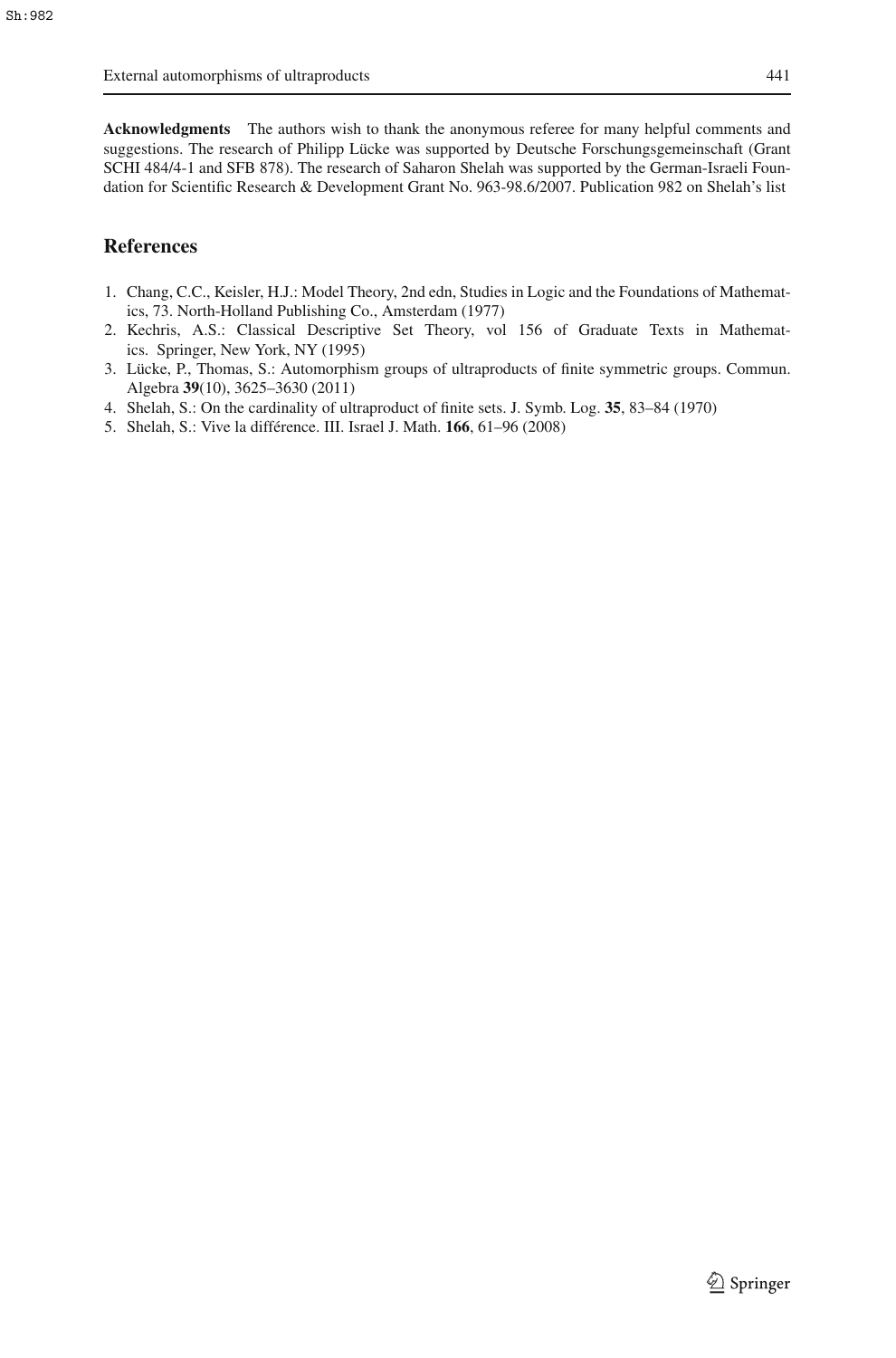**Acknowledgments** The authors wish to thank the anonymous referee for many helpful comments and suggestions. The research of Philipp Lücke was supported by Deutsche Forschungsgemeinschaft (Grant SCHI 484/4-1 and SFB 878). The research of Saharon Shelah was supported by the German-Israeli Foundation for Scientific Research & Development Grant No. 963-98.6/2007. Publication 982 on Shelah's list

## References

1. Chang, C.C., Keisler, H.J.: Model Theory, 2nd edn, Studies in Logic and the Foundations of Mathematics, 73. North-Holland Publishing Co., Amsterdam (1977)
2. Kechris, A.S.: Classical Descriptive Set Theory, vol 156 of Graduate Texts in Mathematics. Springer, New York, NY (1995)
3. Lücke, P., Thomas, S.: Automorphism groups of ultraproducts of finite symmetric groups. Commun. Algebra **39**(10), 3625–3630 (2011)
4. Shelah, S.: On the cardinality of ultraproduct of finite sets. J. Symb. Log. **35**, 83–84 (1970)
5. Shelah, S.: Vive la différence. III. Israel J. Math. **166**, 61–96 (2008)